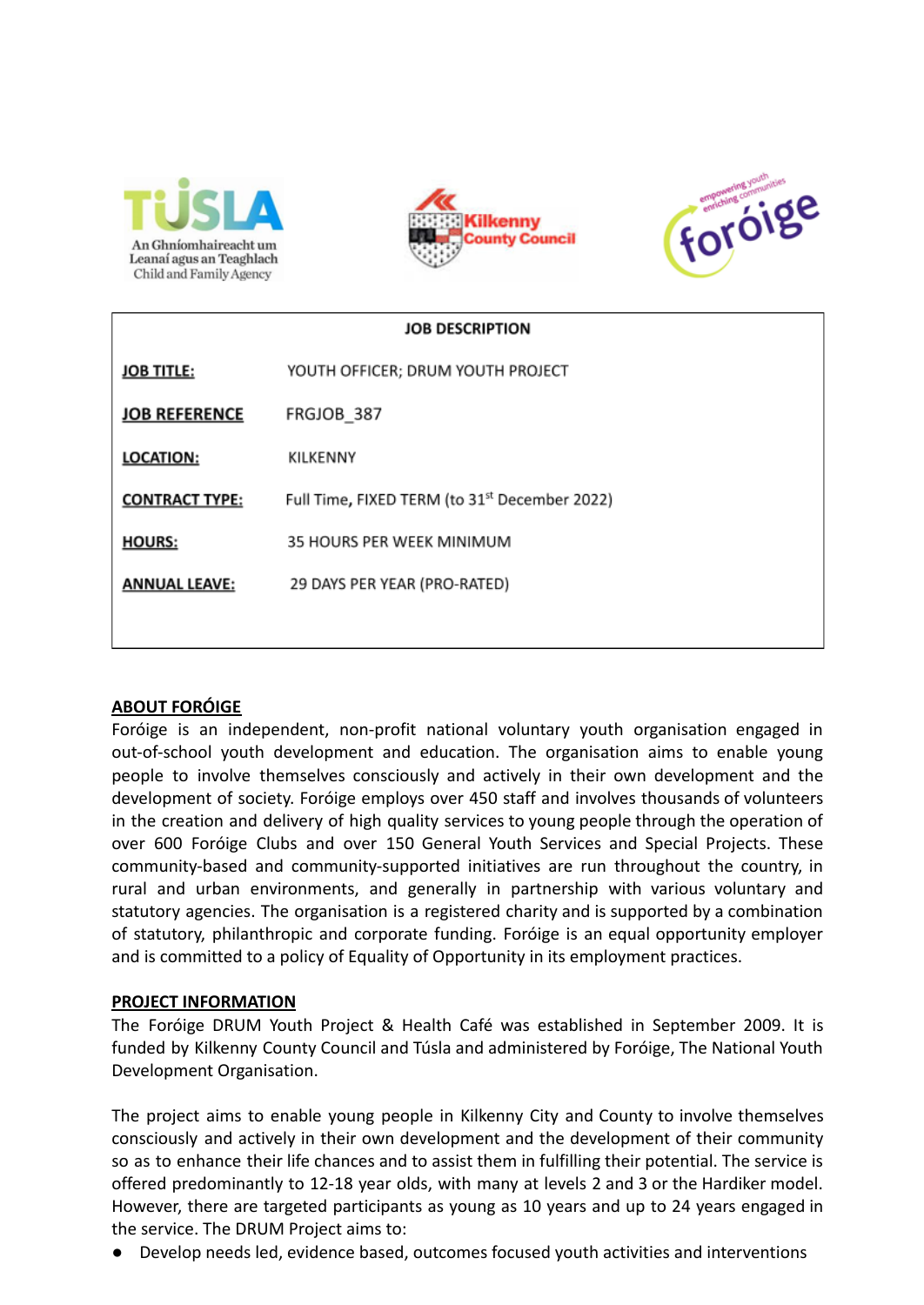| JOB DESCRIPTION | |
|---|---|
| **JOB TITLE:** | YOUTH OFFICER; DRUM YOUTH PROJECT |
| **JOB REFERENCE** | FRGJOB_387 |
| **LOCATION:** | KILKENNY |
| **CONTRACT TYPE:** | Full Time, FIXED TERM (to 31st December 2022) |
| **HOURS:** | 35 HOURS PER WEEK MINIMUM |
| **ANNUAL LEAVE:** | 29 DAYS PER YEAR (PRO-RATED) |

## ABOUT FORÓIGE

Foróige is an independent, non-profit national voluntary youth organisation engaged in out-of-school youth development and education. The organisation aims to enable young people to involve themselves consciously and actively in their own development and the development of society. Foróige employs over 450 staff and involves thousands of volunteers in the creation and delivery of high quality services to young people through the operation of over 600 Foróige Clubs and over 150 General Youth Services and Special Projects. These community-based and community-supported initiatives are run throughout the country, in rural and urban environments, and generally in partnership with various voluntary and statutory agencies. The organisation is a registered charity and is supported by a combination of statutory, philanthropic and corporate funding. Foróige is an equal opportunity employer and is committed to a policy of Equality of Opportunity in its employment practices.

## PROJECT INFORMATION

The Foróige DRUM Youth Project & Health Café was established in September 2009. It is funded by Kilkenny County Council and Túsla and administered by Foróige, The National Youth Development Organisation.

The project aims to enable young people in Kilkenny City and County to involve themselves consciously and actively in their own development and the development of their community so as to enhance their life chances and to assist them in fulfilling their potential. The service is offered predominantly to 12-18 year olds, with many at levels 2 and 3 or the Hardiker model. However, there are targeted participants as young as 10 years and up to 24 years engaged in the service. The DRUM Project aims to:

- Develop needs led, evidence based, outcomes focused youth activities and interventions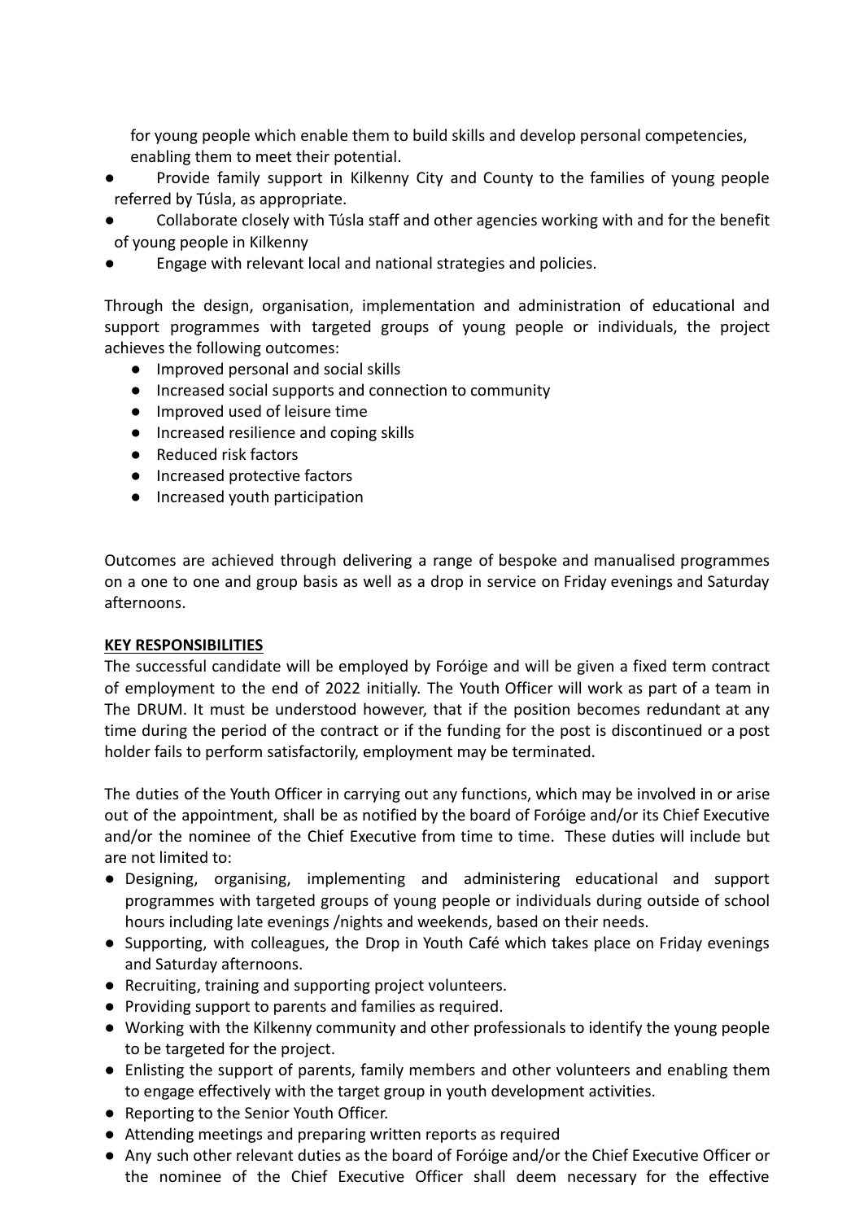for young people which enable them to build skills and develop personal competencies, enabling them to meet their potential.

- Provide family support in Kilkenny City and County to the families of young people referred by Túsla, as appropriate.
- Collaborate closely with Túsla staff and other agencies working with and for the benefit of young people in Kilkenny
- Engage with relevant local and national strategies and policies.

Through the design, organisation, implementation and administration of educational and support programmes with targeted groups of young people or individuals, the project achieves the following outcomes:

- Improved personal and social skills
- Increased social supports and connection to community
- Improved used of leisure time
- Increased resilience and coping skills
- Reduced risk factors
- Increased protective factors
- Increased youth participation

Outcomes are achieved through delivering a range of bespoke and manualised programmes on a one to one and group basis as well as a drop in service on Friday evenings and Saturday afternoons.

**KEY RESPONSIBILITIES**

The successful candidate will be employed by Foróige and will be given a fixed term contract of employment to the end of 2022 initially. The Youth Officer will work as part of a team in The DRUM. It must be understood however, that if the position becomes redundant at any time during the period of the contract or if the funding for the post is discontinued or a post holder fails to perform satisfactorily, employment may be terminated.

The duties of the Youth Officer in carrying out any functions, which may be involved in or arise out of the appointment, shall be as notified by the board of Foróige and/or its Chief Executive and/or the nominee of the Chief Executive from time to time. These duties will include but are not limited to:

- Designing, organising, implementing and administering educational and support programmes with targeted groups of young people or individuals during outside of school hours including late evenings /nights and weekends, based on their needs.
- Supporting, with colleagues, the Drop in Youth Café which takes place on Friday evenings and Saturday afternoons.
- Recruiting, training and supporting project volunteers.
- Providing support to parents and families as required.
- Working with the Kilkenny community and other professionals to identify the young people to be targeted for the project.
- Enlisting the support of parents, family members and other volunteers and enabling them to engage effectively with the target group in youth development activities.
- Reporting to the Senior Youth Officer.
- Attending meetings and preparing written reports as required
- Any such other relevant duties as the board of Foróige and/or the Chief Executive Officer or the nominee of the Chief Executive Officer shall deem necessary for the effective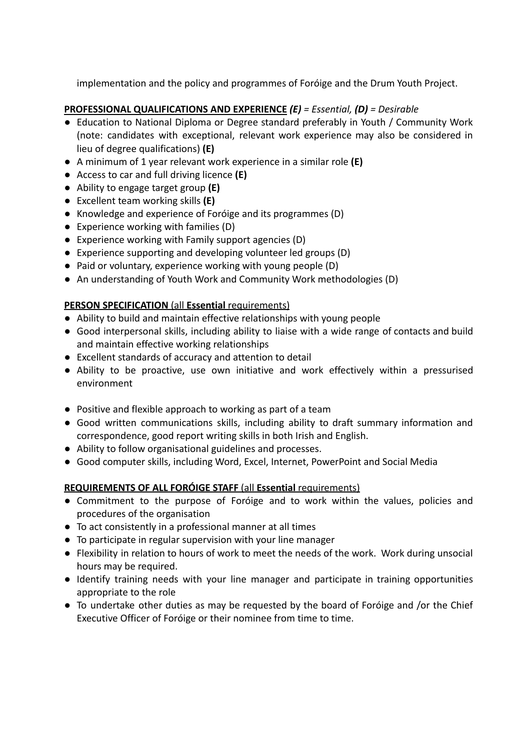implementation and the policy and programmes of Foróige and the Drum Youth Project.

**PROFESSIONAL QUALIFICATIONS AND EXPERIENCE** ***(E)** = Essential, **(D)** = Desirable*

- Education to National Diploma or Degree standard preferably in Youth / Community Work (note: candidates with exceptional, relevant work experience may also be considered in lieu of degree qualifications) **(E)**
- A minimum of 1 year relevant work experience in a similar role **(E)**
- Access to car and full driving licence **(E)**
- Ability to engage target group **(E)**
- Excellent team working skills **(E)**
- Knowledge and experience of Foróige and its programmes (D)
- Experience working with families (D)
- Experience working with Family support agencies (D)
- Experience supporting and developing volunteer led groups (D)
- Paid or voluntary, experience working with young people (D)
- An understanding of Youth Work and Community Work methodologies (D)

**PERSON SPECIFICATION** (all **Essential** requirements)

- Ability to build and maintain effective relationships with young people
- Good interpersonal skills, including ability to liaise with a wide range of contacts and build and maintain effective working relationships
- Excellent standards of accuracy and attention to detail
- Ability to be proactive, use own initiative and work effectively within a pressurised environment
- Positive and flexible approach to working as part of a team
- Good written communications skills, including ability to draft summary information and correspondence, good report writing skills in both Irish and English.
- Ability to follow organisational guidelines and processes.
- Good computer skills, including Word, Excel, Internet, PowerPoint and Social Media

**REQUIREMENTS OF ALL FORÓIGE STAFF** (all **Essential** requirements)

- Commitment to the purpose of Foróige and to work within the values, policies and procedures of the organisation
- To act consistently in a professional manner at all times
- To participate in regular supervision with your line manager
- Flexibility in relation to hours of work to meet the needs of the work. Work during unsocial hours may be required.
- Identify training needs with your line manager and participate in training opportunities appropriate to the role
- To undertake other duties as may be requested by the board of Foróige and /or the Chief Executive Officer of Foróige or their nominee from time to time.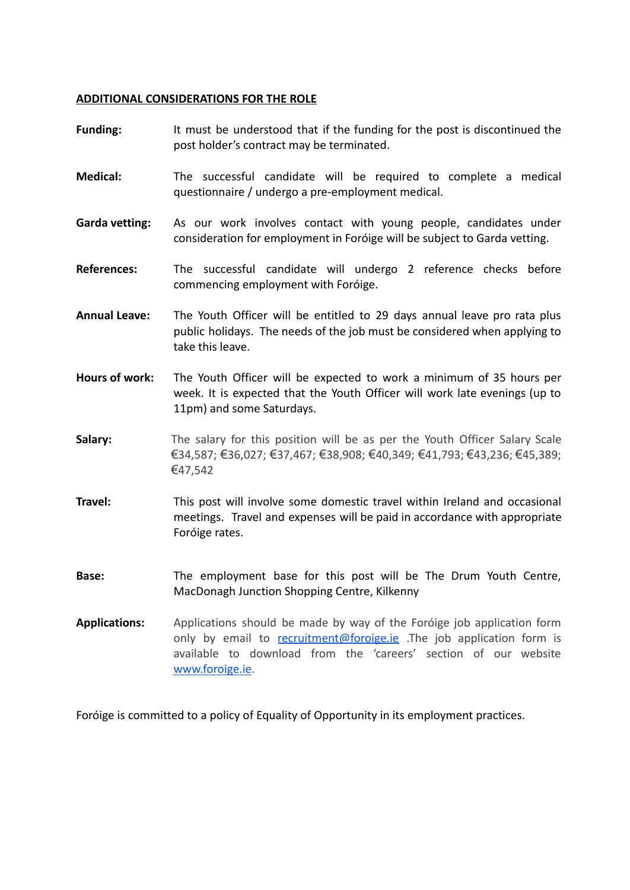**ADDITIONAL CONSIDERATIONS FOR THE ROLE**

**Funding:** It must be understood that if the funding for the post is discontinued the post holder's contract may be terminated.

**Medical:** The successful candidate will be required to complete a medical questionnaire / undergo a pre-employment medical.

**Garda vetting:** As our work involves contact with young people, candidates under consideration for employment in Foróige will be subject to Garda vetting.

**References:** The successful candidate will undergo 2 reference checks before commencing employment with Foróige.

**Annual Leave:** The Youth Officer will be entitled to 29 days annual leave pro rata plus public holidays. The needs of the job must be considered when applying to take this leave.

**Hours of work:** The Youth Officer will be expected to work a minimum of 35 hours per week. It is expected that the Youth Officer will work late evenings (up to 11pm) and some Saturdays.

**Salary:** The salary for this position will be as per the Youth Officer Salary Scale €34,587; €36,027; €37,467; €38,908; €40,349; €41,793; €43,236; €45,389; €47,542

**Travel:** This post will involve some domestic travel within Ireland and occasional meetings. Travel and expenses will be paid in accordance with appropriate Foróige rates.

**Base:** The employment base for this post will be The Drum Youth Centre, MacDonagh Junction Shopping Centre, Kilkenny

**Applications:** Applications should be made by way of the Foróige job application form only by email to recruitment@foroige.ie .The job application form is available to download from the 'careers' section of our website www.foroige.ie.

Foróige is committed to a policy of Equality of Opportunity in its employment practices.